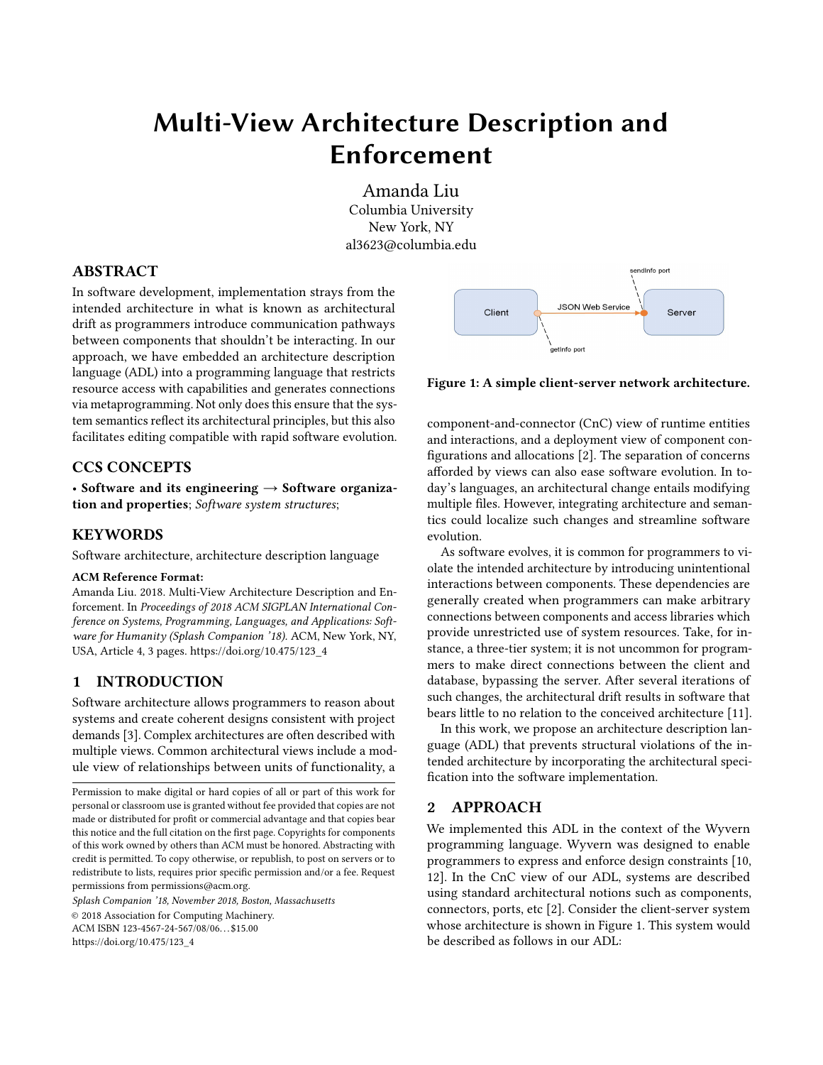# Multi-View Architecture Description and Enforcement

Amanda Liu
Columbia University
New York, NY
al3623@columbia.edu

## ABSTRACT

In software development, implementation strays from the intended architecture in what is known as architectural drift as programmers introduce communication pathways between components that shouldn't be interacting. In our approach, we have embedded an architecture description language (ADL) into a programming language that restricts resource access with capabilities and generates connections via metaprogramming. Not only does this ensure that the system semantics reflect its architectural principles, but this also facilitates editing compatible with rapid software evolution.

## CCS CONCEPTS

• **Software and its engineering** → **Software organization and properties**; *Software system structures*;

## KEYWORDS

Software architecture, architecture description language

**ACM Reference Format:**
Amanda Liu. 2018. Multi-View Architecture Description and Enforcement. In *Proceedings of 2018 ACM SIGPLAN International Conference on Systems, Programming, Languages, and Applications: Software for Humanity (Splash Companion '18).* ACM, New York, NY, USA, Article 4, 3 pages. https://doi.org/10.475/123_4

## 1 INTRODUCTION

Software architecture allows programmers to reason about systems and create coherent designs consistent with project demands [3]. Complex architectures are often described with multiple views. Common architectural views include a module view of relationships between units of functionality, a component-and-connector (CnC) view of runtime entities and interactions, and a deployment view of component configurations and allocations [2]. The separation of concerns afforded by views can also ease software evolution. In today's languages, an architectural change entails modifying multiple files. However, integrating architecture and semantics could localize such changes and streamline software evolution.

As software evolves, it is common for programmers to violate the intended architecture by introducing unintentional interactions between components. These dependencies are generally created when programmers can make arbitrary connections between components and access libraries which provide unrestricted use of system resources. Take, for instance, a three-tier system; it is not uncommon for programmers to make direct connections between the client and database, bypassing the server. After several iterations of such changes, the architectural drift results in software that bears little to no relation to the conceived architecture [11].

In this work, we propose an architecture description language (ADL) that prevents structural violations of the intended architecture by incorporating the architectural specification into the software implementation.

**Figure 1: A simple client-server network architecture.**

## 2 APPROACH

We implemented this ADL in the context of the Wyvern programming language. Wyvern was designed to enable programmers to express and enforce design constraints [10, 12]. In the CnC view of our ADL, systems are described using standard architectural notions such as components, connectors, ports, etc [2]. Consider the client-server system whose architecture is shown in Figure 1. This system would be described as follows in our ADL:

---

Permission to make digital or hard copies of all or part of this work for personal or classroom use is granted without fee provided that copies are not made or distributed for profit or commercial advantage and that copies bear this notice and the full citation on the first page. Copyrights for components of this work owned by others than ACM must be honored. Abstracting with credit is permitted. To copy otherwise, or republish, to post on servers or to redistribute to lists, requires prior specific permission and/or a fee. Request permissions from permissions@acm.org.

*Splash Companion '18, November 2018, Boston, Massachusetts*
© 2018 Association for Computing Machinery.
ACM ISBN 123-4567-24-567/08/06...$15.00
https://doi.org/10.475/123_4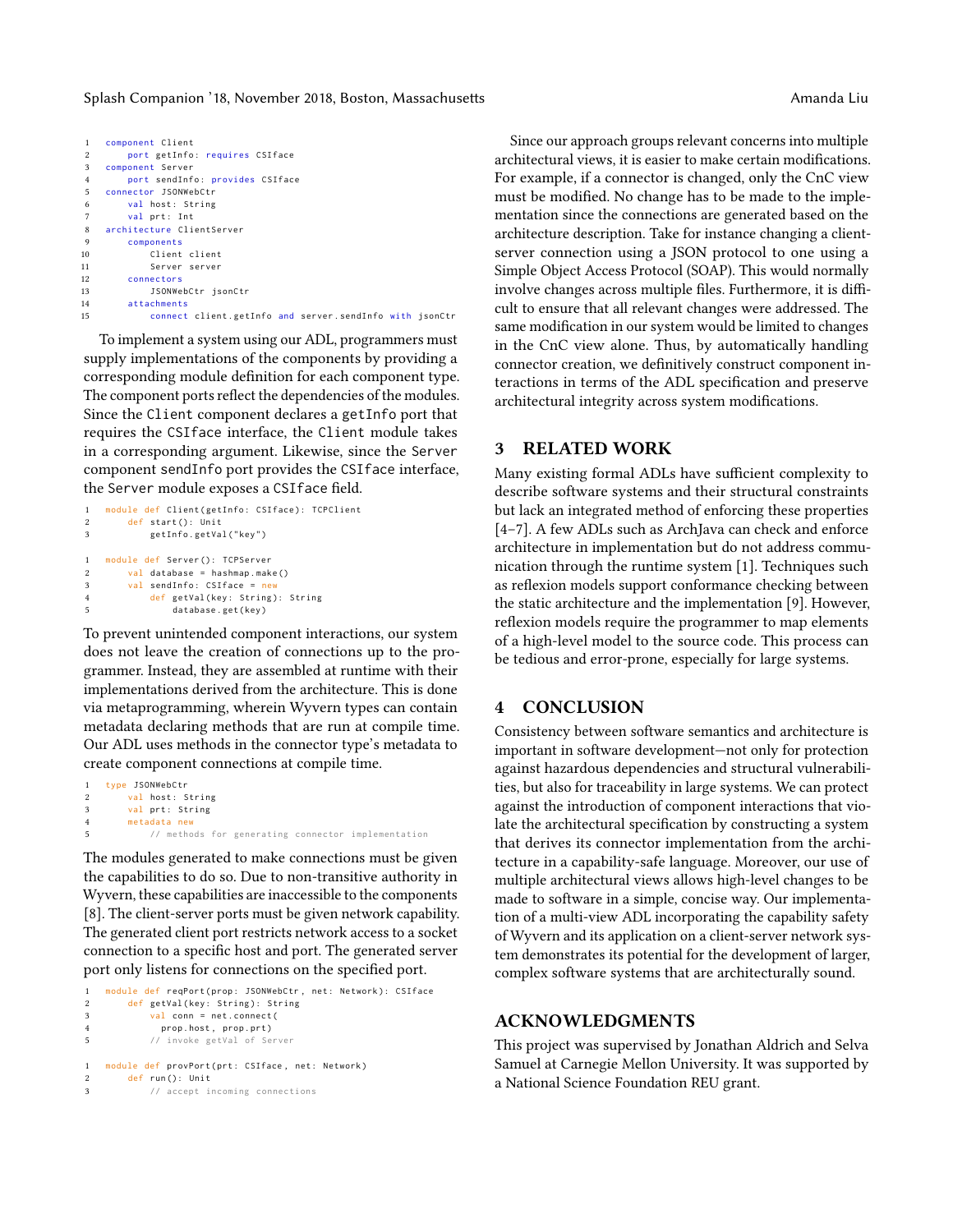```
component Client
    port getInfo: requires CSIface
component Server
    port sendInfo: provides CSIface
connector JSONWebCtr
    val host: String
    val prt: Int
architecture ClientServer
    components
        Client client
        Server server
    connectors
        JSONWebCtr jsonCtr
    attachments
        connect client.getInfo and server.sendInfo with jsonCtr
```

To implement a system using our ADL, programmers must supply implementations of the components by providing a corresponding module definition for each component type. The component ports reflect the dependencies of the modules. Since the `Client` component declares a `getInfo` port that requires the `CSIface` interface, the `Client` module takes in a corresponding argument. Likewise, since the `Server` component `sendInfo` port provides the `CSIface` interface, the `Server` module exposes a `CSIface` field.

```
module def Client(getInfo: CSIface): TCPClient
    def start(): Unit
        getInfo.getVal("key")
```

```
module def Server(): TCPServer
    val database = hashmap.make()
    val sendInfo: CSIface = new
        def getVal(key: String): String
            database.get(key)
```

To prevent unintended component interactions, our system does not leave the creation of connections up to the programmer. Instead, they are assembled at runtime with their implementations derived from the architecture. This is done via metaprogramming, wherein Wyvern types can contain metadata declaring methods that are run at compile time. Our ADL uses methods in the connector type's metadata to create component connections at compile time.

```
type JSONWebCtr
    val host: String
    val prt: String
    metadata new
        // methods for generating connector implementation
```

The modules generated to make connections must be given the capabilities to do so. Due to non-transitive authority in Wyvern, these capabilities are inaccessible to the components [8]. The client-server ports must be given network capability. The generated client port restricts network access to a socket connection to a specific host and port. The generated server port only listens for connections on the specified port.

```
module def reqPort(prop: JSONWebCtr, net: Network): CSIface
    def getVal(key: String): String
        val conn = net.connect(
          prop.host, prop.prt)
        // invoke getVal of Server
```

```
module def provPort(prt: CSIface, net: Network)
    def run(): Unit
        // accept incoming connections
```

Since our approach groups relevant concerns into multiple architectural views, it is easier to make certain modifications. For example, if a connector is changed, only the CnC view must be modified. No change has to be made to the implementation since the connections are generated based on the architecture description. Take for instance changing a client-server connection using a JSON protocol to one using a Simple Object Access Protocol (SOAP). This would normally involve changes across multiple files. Furthermore, it is difficult to ensure that all relevant changes were addressed. The same modification in our system would be limited to changes in the CnC view alone. Thus, by automatically handling connector creation, we definitively construct component interactions in terms of the ADL specification and preserve architectural integrity across system modifications.

## 3 RELATED WORK

Many existing formal ADLs have sufficient complexity to describe software systems and their structural constraints but lack an integrated method of enforcing these properties [4–7]. A few ADLs such as ArchJava can check and enforce architecture in implementation but do not address communication through the runtime system [1]. Techniques such as reflexion models support conformance checking between the static architecture and the implementation [9]. However, reflexion models require the programmer to map elements of a high-level model to the source code. This process can be tedious and error-prone, especially for large systems.

## 4 CONCLUSION

Consistency between software semantics and architecture is important in software development—not only for protection against hazardous dependencies and structural vulnerabilities, but also for traceability in large systems. We can protect against the introduction of component interactions that violate the architectural specification by constructing a system that derives its connector implementation from the architecture in a capability-safe language. Moreover, our use of multiple architectural views allows high-level changes to be made to software in a simple, concise way. Our implementation of a multi-view ADL incorporating the capability safety of Wyvern and its application on a client-server network system demonstrates its potential for the development of larger, complex software systems that are architecturally sound.

## ACKNOWLEDGMENTS

This project was supervised by Jonathan Aldrich and Selva Samuel at Carnegie Mellon University. It was supported by a National Science Foundation REU grant.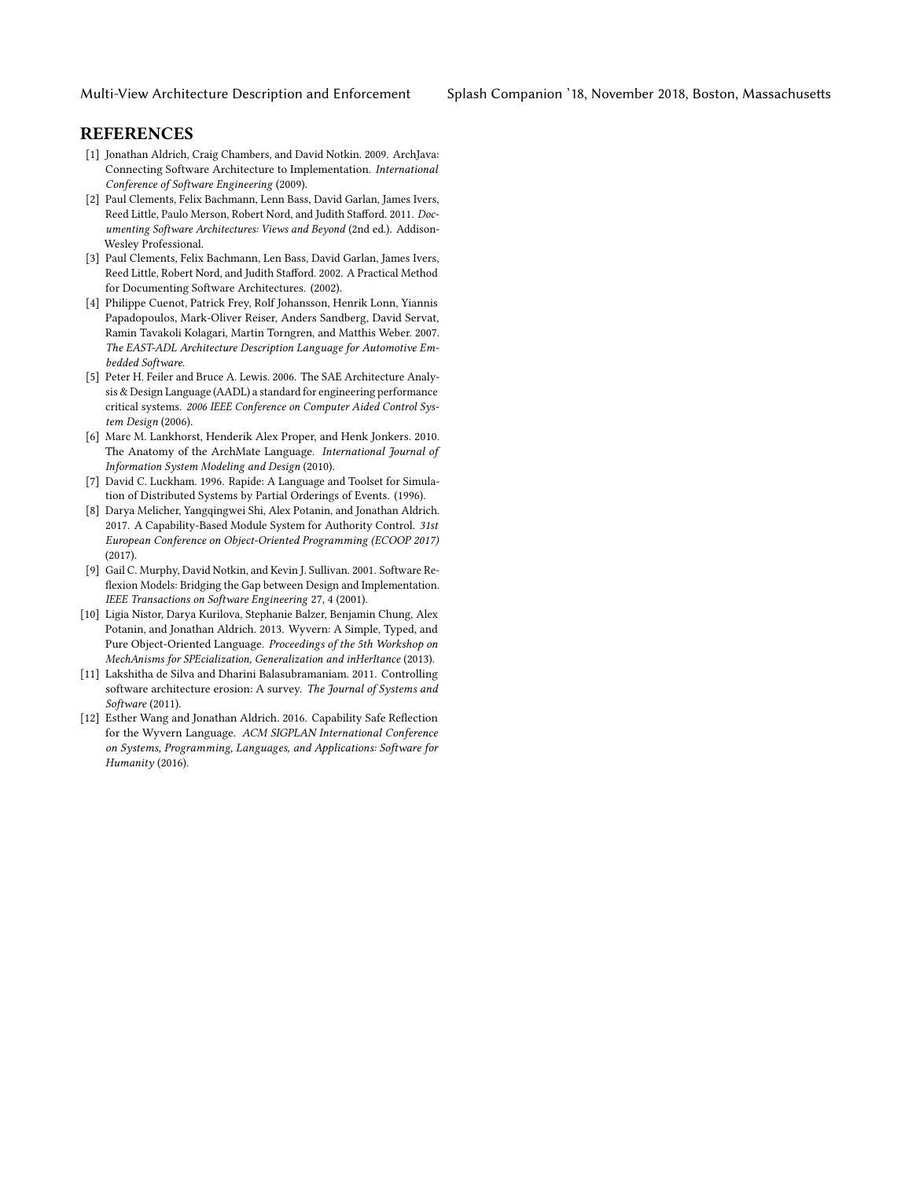## REFERENCES

[1] Jonathan Aldrich, Craig Chambers, and David Notkin. 2009. ArchJava: Connecting Software Architecture to Implementation. *International Conference of Software Engineering* (2009).

[2] Paul Clements, Felix Bachmann, Lenn Bass, David Garlan, James Ivers, Reed Little, Paulo Merson, Robert Nord, and Judith Stafford. 2011. *Documenting Software Architectures: Views and Beyond* (2nd ed.). Addison-Wesley Professional.

[3] Paul Clements, Felix Bachmann, Len Bass, David Garlan, James Ivers, Reed Little, Robert Nord, and Judith Stafford. 2002. A Practical Method for Documenting Software Architectures. (2002).

[4] Philippe Cuenot, Patrick Frey, Rolf Johansson, Henrik Lonn, Yiannis Papadopoulos, Mark-Oliver Reiser, Anders Sandberg, David Servat, Ramin Tavakoli Kolagari, Martin Torngren, and Matthis Weber. 2007. *The EAST-ADL Architecture Description Language for Automotive Embedded Software.*

[5] Peter H. Feiler and Bruce A. Lewis. 2006. The SAE Architecture Analysis & Design Language (AADL) a standard for engineering performance critical systems. *2006 IEEE Conference on Computer Aided Control System Design* (2006).

[6] Marc M. Lankhorst, Henderik Alex Proper, and Henk Jonkers. 2010. The Anatomy of the ArchMate Language. *International Journal of Information System Modeling and Design* (2010).

[7] David C. Luckham. 1996. Rapide: A Language and Toolset for Simulation of Distributed Systems by Partial Orderings of Events. (1996).

[8] Darya Melicher, Yangqingwei Shi, Alex Potanin, and Jonathan Aldrich. 2017. A Capability-Based Module System for Authority Control. *31st European Conference on Object-Oriented Programming (ECOOP 2017)* (2017).

[9] Gail C. Murphy, David Notkin, and Kevin J. Sullivan. 2001. Software Reflexion Models: Bridging the Gap between Design and Implementation. *IEEE Transactions on Software Engineering* 27, 4 (2001).

[10] Ligia Nistor, Darya Kurilova, Stephanie Balzer, Benjamin Chung, Alex Potanin, and Jonathan Aldrich. 2013. Wyvern: A Simple, Typed, and Pure Object-Oriented Language. *Proceedings of the 5th Workshop on MechAnisms for SPEcialization, Generalization and inHerItance* (2013).

[11] Lakshitha de Silva and Dharini Balasubramaniam. 2011. Controlling software architecture erosion: A survey. *The Journal of Systems and Software* (2011).

[12] Esther Wang and Jonathan Aldrich. 2016. Capability Safe Reflection for the Wyvern Language. *ACM SIGPLAN International Conference on Systems, Programming, Languages, and Applications: Software for Humanity* (2016).